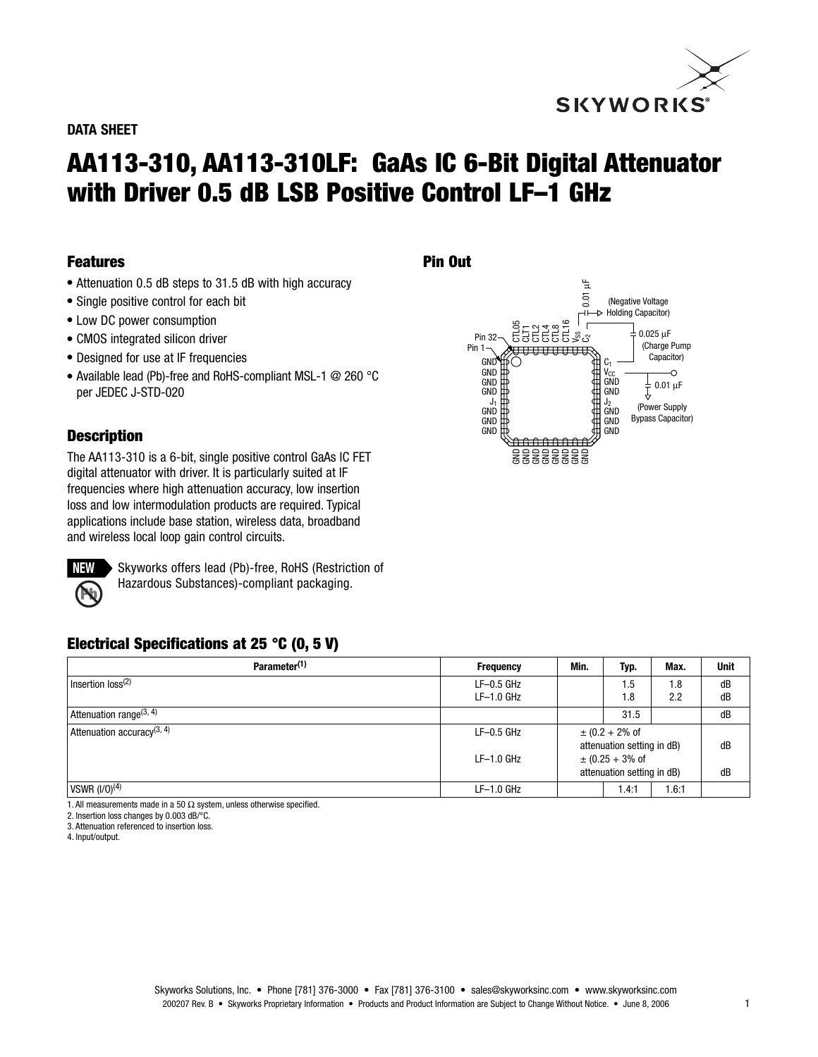DATA SHEET

# AA113-310, AA113-310LF: GaAs IC 6-Bit Digital Attenuator with Driver 0.5 dB LSB Positive Control LF–1 GHz

## Features

- Attenuation 0.5 dB steps to 31.5 dB with high accuracy
- Single positive control for each bit
- Low DC power consumption
- CMOS integrated silicon driver
- Designed for use at IF frequencies
- Available lead (Pb)-free and RoHS-compliant MSL-1 @ 260 °C per JEDEC J-STD-020

## Pin Out

Pin 32, Pin 1, CTL05, CLT1, CTL2, CTL4, CTL8, CTL16, $V_{SS}$, $C_2$, 0.01 µF (Negative Voltage Holding Capacitor), 0.025 µF (Charge Pump Capacitor), $C_1$, $V_{CC}$, 0.01 µF (Power Supply Bypass Capacitor), GND, $J_1$, $J_2$

## Description

The AA113-310 is a 6-bit, single positive control GaAs IC FET digital attenuator with driver. It is particularly suited at IF frequencies where high attenuation accuracy, low insertion loss and low intermodulation products are required. Typical applications include base station, wireless data, broadband and wireless local loop gain control circuits.

NEW Skyworks offers lead (Pb)-free, RoHS (Restriction of Hazardous Substances)-compliant packaging.

## Electrical Specifications at 25 °C (0, 5 V)

| Parameter[1] | Frequency | Min. | Typ. | Max. | Unit |
|---|---|---|---|---|---|
| Insertion loss[2] | LF–0.5 GHz<br>LF–1.0 GHz | | 1.5<br>1.8 | 1.8<br>2.2 | dB<br>dB |
| Attenuation range[3, 4] | | | 31.5 | | dB |
| Attenuation accuracy[3, 4] | LF–0.5 GHz<br>LF–1.0 GHz | ± (0.2 + 2% of attenuation setting in dB)<br>± (0.25 + 3% of attenuation setting in dB) | | | dB<br>dB |
| VSWR (I/O)[4] | LF–1.0 GHz | | 1.4:1 | 1.6:1 | |

1. All measurements made in a 50 Ω system, unless otherwise specified.
2. Insertion loss changes by 0.003 dB/°C.
3. Attenuation referenced to insertion loss.
4. Input/output.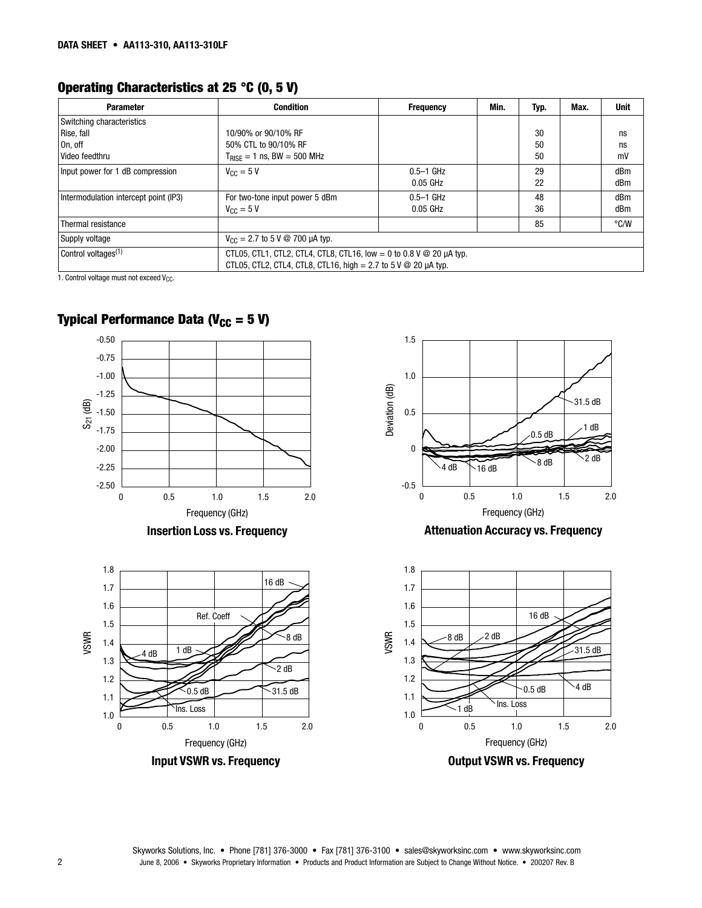## Operating Characteristics at 25 °C (0, 5 V)

| Parameter | Condition | Frequency | Min. | Typ. | Max. | Unit |
|---|---|---|---|---|---|---|
| Switching characteristics<br>Rise, fall<br>On, off<br>Video feedthru | <br>10/90% or 90/10% RF<br>50% CTL to 90/10% RF<br>$T_{RISE}$ = 1 ns, BW = 500 MHz | | | <br>30<br>50<br>50 | | <br>ns<br>ns<br>mV |
| Input power for 1 dB compression | $V_{CC}$ = 5 V | 0.5–1 GHz<br>0.05 GHz | | 29<br>22 | | dBm<br>dBm |
| Intermodulation intercept point (IP3) | For two-tone input power 5 dBm<br>$V_{CC}$ = 5 V | 0.5–1 GHz<br>0.05 GHz | | 48<br>36 | | dBm<br>dBm |
| Thermal resistance | | | | 85 | | °C/W |
| Supply voltage | $V_{CC}$ = 2.7 to 5 V @ 700 μA typ. | | | | | |
| Control voltages[1] | CTL05, CTL1, CTL2, CTL4, CTL8, CTL16, low = 0 to 0.8 V @ 20 μA typ.<br>CTL05, CTL2, CTL4, CTL8, CTL16, high = 2.7 to 5 V @ 20 μA typ. | | | | | |

1. Control voltage must not exceed $V_{CC}$.

## Typical Performance Data ($V_{CC}$ = 5 V)

**Insertion Loss vs. Frequency**

**Attenuation Accuracy vs. Frequency**

**Input VSWR vs. Frequency**

**Output VSWR vs. Frequency**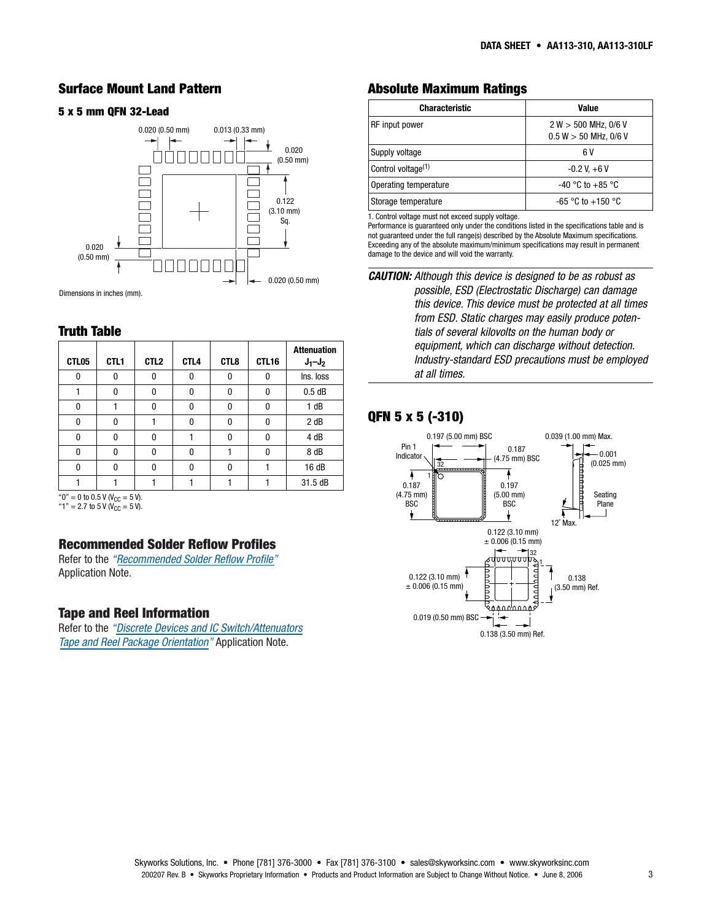## Surface Mount Land Pattern

### 5 x 5 mm QFN 32-Lead

Dimensions in inches (mm).

## Truth Table

| CTL05 | CTL1 | CTL2 | CTL4 | CTL8 | CTL16 | Attenuation $J_1$–$J_2$ |
|---|---|---|---|---|---|---|
| 0 | 0 | 0 | 0 | 0 | 0 | Ins. loss |
| 1 | 0 | 0 | 0 | 0 | 0 | 0.5 dB |
| 0 | 1 | 0 | 0 | 0 | 0 | 1 dB |
| 0 | 0 | 1 | 0 | 0 | 0 | 2 dB |
| 0 | 0 | 0 | 1 | 0 | 0 | 4 dB |
| 0 | 0 | 0 | 0 | 1 | 0 | 8 dB |
| 0 | 0 | 0 | 0 | 0 | 1 | 16 dB |
| 1 | 1 | 1 | 1 | 1 | 1 | 31.5 dB |

"0" = 0 to 0.5 V ($V_{CC}$ = 5 V).
"1" = 2.7 to 5 V ($V_{CC}$ = 5 V).

## Recommended Solder Reflow Profiles

Refer to the *"Recommended Solder Reflow Profile"* Application Note.

## Tape and Reel Information

Refer to the *"Discrete Devices and IC Switch/Attenuators Tape and Reel Package Orientation"* Application Note.

## Absolute Maximum Ratings

| Characteristic | Value |
|---|---|
| RF input power | 2 W > 500 MHz, 0/6 V<br>0.5 W > 50 MHz, 0/6 V |
| Supply voltage | 6 V |
| Control voltage[1] | -0.2 V, +6 V |
| Operating temperature | -40 °C to +85 °C |
| Storage temperature | -65 °C to +150 °C |

1. Control voltage must not exceed supply voltage.

Performance is guaranteed only under the conditions listed in the specifications table and is not guaranteed under the full range(s) described by the Absolute Maximum specifications. Exceeding any of the absolute maximum/minimum specifications may result in permanent damage to the device and will void the warranty.

***CAUTION:*** *Although this device is designed to be as robust as possible, ESD (Electrostatic Discharge) can damage this device. This device must be protected at all times from ESD. Static charges may easily produce potentials of several kilovolts on the human body or equipment, which can discharge without detection. Industry-standard ESD precautions must be employed at all times.*

## QFN 5 x 5 (-310)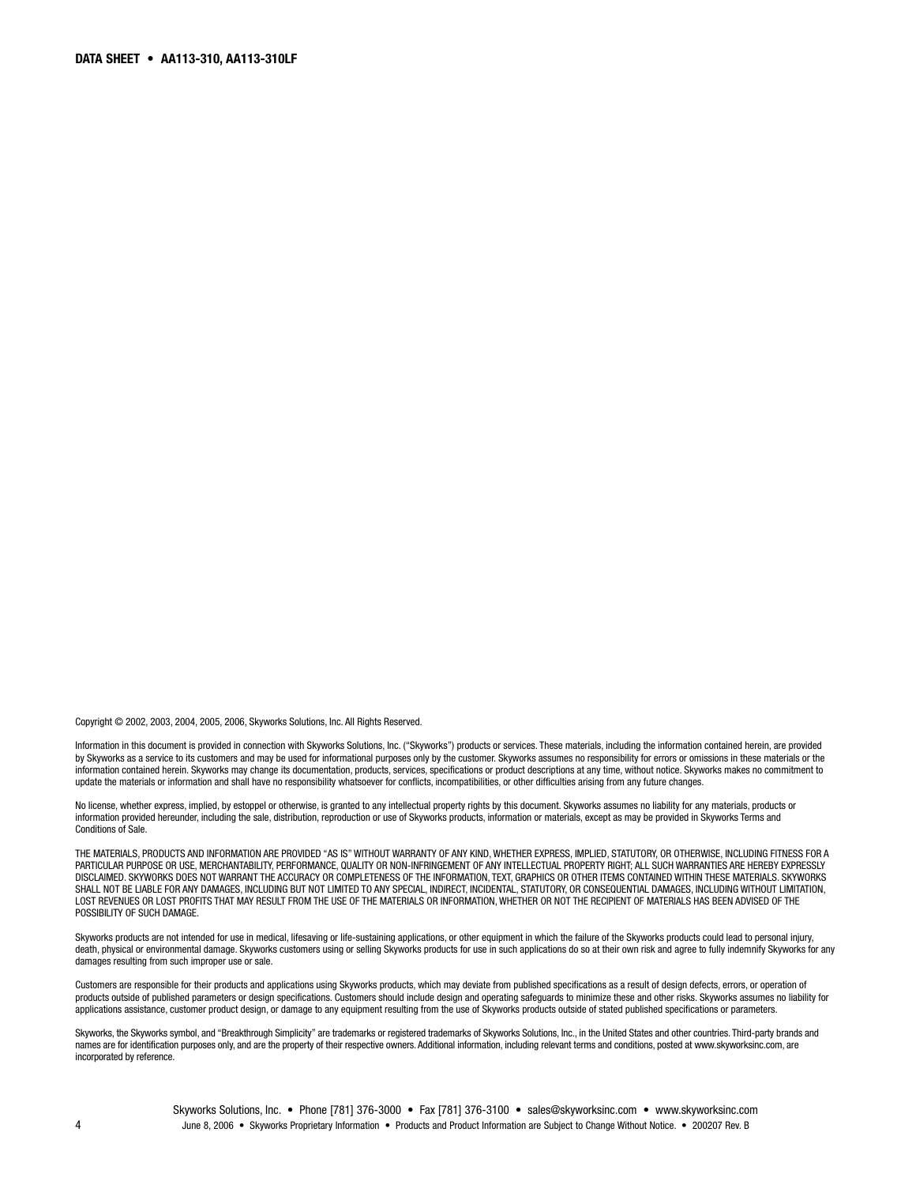Copyright © 2002, 2003, 2004, 2005, 2006, Skyworks Solutions, Inc. All Rights Reserved.

Information in this document is provided in connection with Skyworks Solutions, Inc. ("Skyworks") products or services. These materials, including the information contained herein, are provided by Skyworks as a service to its customers and may be used for informational purposes only by the customer. Skyworks assumes no responsibility for errors or omissions in these materials or the information contained herein. Skyworks may change its documentation, products, services, specifications or product descriptions at any time, without notice. Skyworks makes no commitment to update the materials or information and shall have no responsibility whatsoever for conflicts, incompatibilities, or other difficulties arising from any future changes.

No license, whether express, implied, by estoppel or otherwise, is granted to any intellectual property rights by this document. Skyworks assumes no liability for any materials, products or information provided hereunder, including the sale, distribution, reproduction or use of Skyworks products, information or materials, except as may be provided in Skyworks Terms and Conditions of Sale.

THE MATERIALS, PRODUCTS AND INFORMATION ARE PROVIDED "AS IS" WITHOUT WARRANTY OF ANY KIND, WHETHER EXPRESS, IMPLIED, STATUTORY, OR OTHERWISE, INCLUDING FITNESS FOR A PARTICULAR PURPOSE OR USE, MERCHANTABILITY, PERFORMANCE, QUALITY OR NON-INFRINGEMENT OF ANY INTELLECTUAL PROPERTY RIGHT; ALL SUCH WARRANTIES ARE HEREBY EXPRESSLY DISCLAIMED. SKYWORKS DOES NOT WARRANT THE ACCURACY OR COMPLETENESS OF THE INFORMATION, TEXT, GRAPHICS OR OTHER ITEMS CONTAINED WITHIN THESE MATERIALS. SKYWORKS SHALL NOT BE LIABLE FOR ANY DAMAGES, INCLUDING BUT NOT LIMITED TO ANY SPECIAL, INDIRECT, INCIDENTAL, STATUTORY, OR CONSEQUENTIAL DAMAGES, INCLUDING WITHOUT LIMITATION, LOST REVENUES OR LOST PROFITS THAT MAY RESULT FROM THE USE OF THE MATERIALS OR INFORMATION, WHETHER OR NOT THE RECIPIENT OF MATERIALS HAS BEEN ADVISED OF THE POSSIBILITY OF SUCH DAMAGE.

Skyworks products are not intended for use in medical, lifesaving or life-sustaining applications, or other equipment in which the failure of the Skyworks products could lead to personal injury, death, physical or environmental damage. Skyworks customers using or selling Skyworks products for use in such applications do so at their own risk and agree to fully indemnify Skyworks for any damages resulting from such improper use or sale.

Customers are responsible for their products and applications using Skyworks products, which may deviate from published specifications as a result of design defects, errors, or operation of products outside of published parameters or design specifications. Customers should include design and operating safeguards to minimize these and other risks. Skyworks assumes no liability for applications assistance, customer product design, or damage to any equipment resulting from the use of Skyworks products outside of stated published specifications or parameters.

Skyworks, the Skyworks symbol, and "Breakthrough Simplicity" are trademarks or registered trademarks of Skyworks Solutions, Inc., in the United States and other countries. Third-party brands and names are for identification purposes only, and are the property of their respective owners. Additional information, including relevant terms and conditions, posted at www.skyworksinc.com, are incorporated by reference.